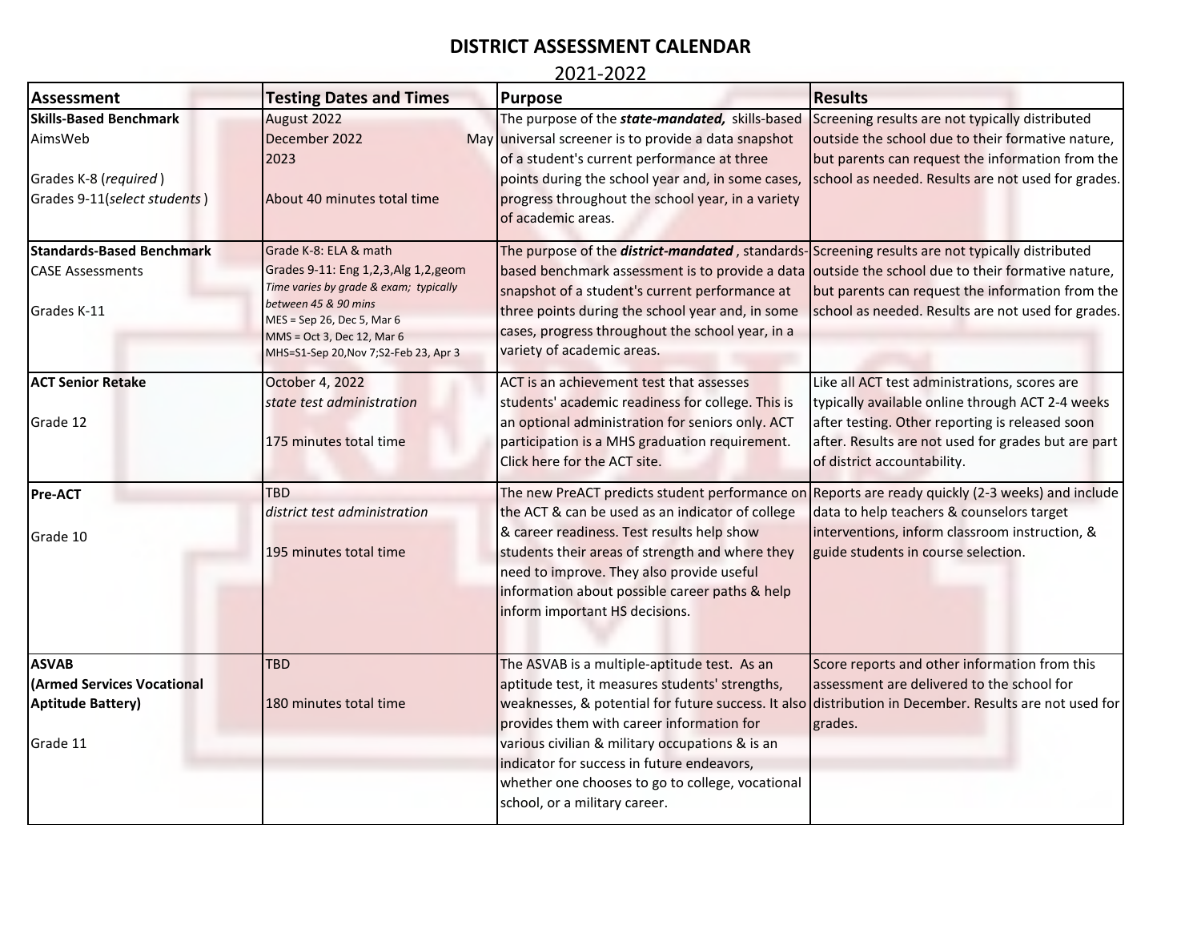# DISTRICT ASSESSMENT CALENDAR

## 2021-2022

| Assessment | Testing Dates and Times | Purpose | Results |
|---|---|---|---|
| **Skills-Based Benchmark**<br>AimsWeb<br><br>Grades K-8 (*required*)<br>Grades 9-11(*select students*) | August 2022<br>December 2022 May 2023<br><br>About 40 minutes total time | The purpose of the ***state-mandated,*** skills-based universal screener is to provide a data snapshot of a student's current performance at three points during the school year and, in some cases, progress throughout the school year, in a variety of academic areas. | Screening results are not typically distributed outside the school due to their formative nature, but parents can request the information from the school as needed. Results are not used for grades. |
| **Standards-Based Benchmark**<br>CASE Assessments<br><br>Grades K-11 | Grade K-8: ELA & math<br>Grades 9-11: Eng 1,2,3,Alg 1,2,geom<br>*Time varies by grade & exam; typically between 45 & 90 mins*<br>MES = Sep 26, Dec 5, Mar 6<br>MMS = Oct 3, Dec 12, Mar 6<br>MHS=S1-Sep 20,Nov 7;S2-Feb 23, Apr 3 | The purpose of the ***district-mandated***, standards-based benchmark assessment is to provide a data snapshot of a student's current performance at three points during the school year and, in some cases, progress throughout the school year, in a variety of academic areas. | Screening results are not typically distributed outside the school due to their formative nature, but parents can request the information from the school as needed. Results are not used for grades. |
| **ACT Senior Retake**<br><br>Grade 12 | October 4, 2022<br>*state test administration*<br><br>175 minutes total time | ACT is an achievement test that assesses students' academic readiness for college. This is an optional administration for seniors only. ACT participation is a MHS graduation requirement. Click here for the ACT site. | Like all ACT test administrations, scores are typically available online through ACT 2-4 weeks after testing. Other reporting is released soon after. Results are not used for grades but are part of district accountability. |
| **Pre-ACT**<br><br>Grade 10 | TBD<br>*district test administration*<br><br>195 minutes total time | The new PreACT predicts student performance on the ACT & can be used as an indicator of college & career readiness. Test results help show students their areas of strength and where they need to improve. They also provide useful information about possible career paths & help inform important HS decisions. | Reports are ready quickly (2-3 weeks) and include data to help teachers & counselors target interventions, inform classroom instruction, & guide students in course selection. |
| **ASVAB**<br>**(Armed Services Vocational Aptitude Battery)**<br><br>Grade 11 | TBD<br><br>180 minutes total time | The ASVAB is a multiple-aptitude test. As an aptitude test, it measures students' strengths, weaknesses, & potential for future success. It also provides them with career information for various civilian & military occupations & is an indicator for success in future endeavors, whether one chooses to go to college, vocational school, or a military career. | Score reports and other information from this assessment are delivered to the school for distribution in December. Results are not used for grades. |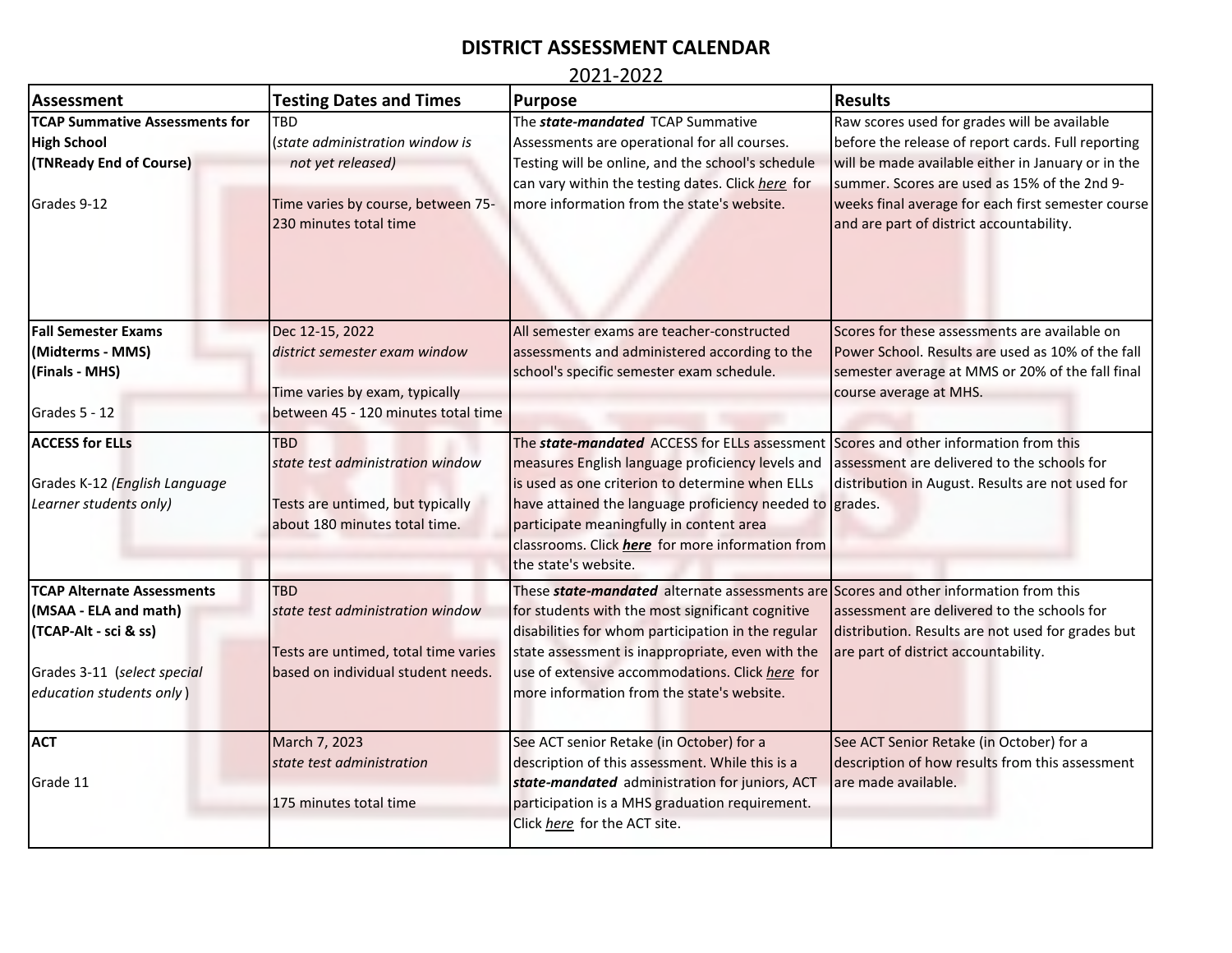# DISTRICT ASSESSMENT CALENDAR

2021-2022

| Assessment | Testing Dates and Times | Purpose | Results |
|---|---|---|---|
| **TCAP Summative Assessments for High School (TNReady End of Course)**<br><br>Grades 9-12 | TBD<br>(*state administration window is not yet released)*<br><br>Time varies by course, between 75-230 minutes total time | The ***state-mandated*** TCAP Summative Assessments are operational for all courses. Testing will be online, and the school's schedule can vary within the testing dates. Click *here* for more information from the state's website. | Raw scores used for grades will be available before the release of report cards. Full reporting will be made available either in January or in the summer. Scores are used as 15% of the 2nd 9-weeks final average for each first semester course and are part of district accountability. |
| **Fall Semester Exams (Midterms - MMS) (Finals - MHS)**<br><br>Grades 5 - 12 | Dec 12-15, 2022<br>*district semester exam window*<br><br>Time varies by exam, typically between 45 - 120 minutes total time | All semester exams are teacher-constructed assessments and administered according to the school's specific semester exam schedule. | Scores for these assessments are available on Power School. Results are used as 10% of the fall semester average at MMS or 20% of the fall final course average at MHS. |
| **ACCESS for ELLs**<br><br>Grades K-12 *(English Language Learner students only)* | TBD<br>*state test administration window*<br><br>Tests are untimed, but typically about 180 minutes total time. | The ***state-mandated*** ACCESS for ELLs assessment measures English language proficiency levels and is used as one criterion to determine when ELLs have attained the language proficiency needed to participate meaningfully in content area classrooms. Click ***here*** for more information from the state's website. | Scores and other information from this assessment are delivered to the schools for distribution in August. Results are not used for grades. |
| **TCAP Alternate Assessments (MSAA - ELA and math) (TCAP-Alt - sci & ss)**<br><br>Grades 3-11 (*select special education students only* ) | TBD<br>*state test administration window*<br><br>Tests are untimed, total time varies based on individual student needs. | These ***state-mandated*** alternate assessments are for students with the most significant cognitive disabilities for whom participation in the regular state assessment is inappropriate, even with the use of extensive accommodations. Click *here* for more information from the state's website. | Scores and other information from this assessment are delivered to the schools for distribution. Results are not used for grades but are part of district accountability. |
| **ACT**<br><br>Grade 11 | March 7, 2023<br>*state test administration*<br><br>175 minutes total time | See ACT senior Retake (in October) for a description of this assessment. While this is a ***state-mandated*** administration for juniors, ACT participation is a MHS graduation requirement. Click *here* for the ACT site. | See ACT Senior Retake (in October) for a description of how results from this assessment are made available. |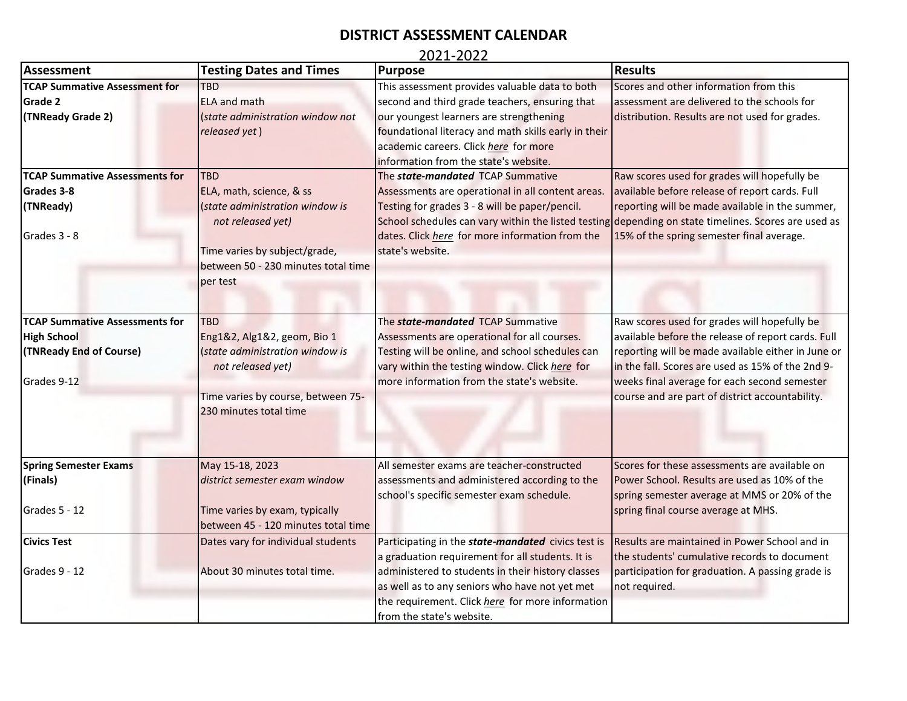# DISTRICT ASSESSMENT CALENDAR

2021-2022

| Assessment | Testing Dates and Times | Purpose | Results |
|---|---|---|---|
| **TCAP Summative Assessment for Grade 2 (TNReady Grade 2)** | TBD<br>ELA and math<br>(*state administration window not released yet* ) | This assessment provides valuable data to both second and third grade teachers, ensuring that our youngest learners are strengthening foundational literacy and math skills early in their academic careers. Click *here* for more information from the state's website. | Scores and other information from this assessment are delivered to the schools for distribution. Results are not used for grades. |
| **TCAP Summative Assessments for Grades 3-8 (TNReady)**<br><br>Grades 3 - 8 | TBD<br>ELA, math, science, & ss<br>(*state administration window is not released yet)*<br><br>Time varies by subject/grade, between 50 - 230 minutes total time per test | The ***state-mandated*** TCAP Summative Assessments are operational in all content areas. Testing for grades 3 - 8 will be paper/pencil. School schedules can vary within the listed testing dates. Click *here* for more information from the state's website. | Raw scores used for grades will hopefully be available before release of report cards. Full reporting will be made available in the summer, depending on state timelines. Scores are used as 15% of the spring semester final average. |
| **TCAP Summative Assessments for High School (TNReady End of Course)**<br><br>Grades 9-12 | TBD<br>Eng1&2, Alg1&2, geom, Bio 1<br>(*state administration window is not released yet)*<br><br>Time varies by course, between 75-230 minutes total time | The ***state-mandated*** TCAP Summative Assessments are operational for all courses. Testing will be online, and school schedules can vary within the testing window. Click *here* for more information from the state's website. | Raw scores used for grades will hopefully be available before the release of report cards. Full reporting will be made available either in June or in the fall. Scores are used as 15% of the 2nd 9-weeks final average for each second semester course and are part of district accountability. |
| **Spring Semester Exams (Finals)**<br><br>Grades 5 - 12 | May 15-18, 2023<br>*district semester exam window*<br><br>Time varies by exam, typically between 45 - 120 minutes total time | All semester exams are teacher-constructed assessments and administered according to the school's specific semester exam schedule. | Scores for these assessments are available on Power School. Results are used as 10% of the spring semester average at MMS or 20% of the spring final course average at MHS. |
| **Civics Test**<br><br>Grades 9 - 12 | Dates vary for individual students<br><br>About 30 minutes total time. | Participating in the ***state-mandated*** civics test is a graduation requirement for all students. It is administered to students in their history classes as well as to any seniors who have not yet met the requirement. Click *here* for more information from the state's website. | Results are maintained in Power School and in the students' cumulative records to document participation for graduation. A passing grade is not required. |